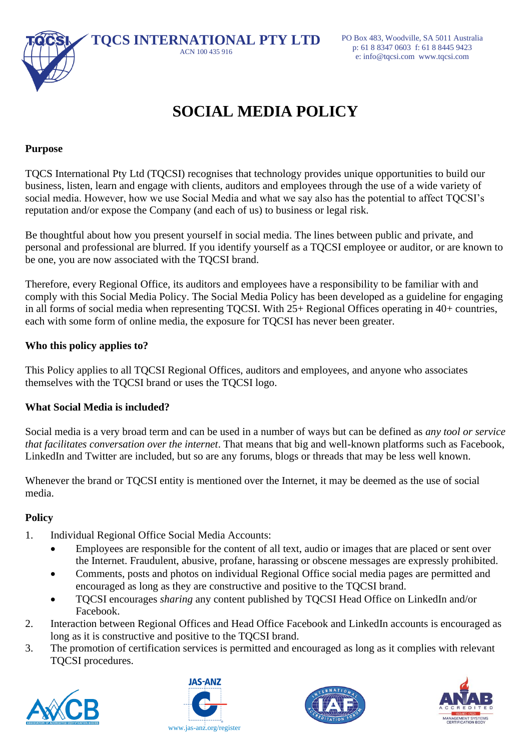TQCS INTERNATIONAL PTY LTD
ACN 100 435 916

PO Box 483, Woodville, SA 5011 Australia
p: 61 8 8347 0603 f: 61 8 8445 9423
e: info@tqcsi.com www.tqcsi.com

# SOCIAL MEDIA POLICY

**Purpose**

TQCS International Pty Ltd (TQCSI) recognises that technology provides unique opportunities to build our business, listen, learn and engage with clients, auditors and employees through the use of a wide variety of social media. However, how we use Social Media and what we say also has the potential to affect TQCSI's reputation and/or expose the Company (and each of us) to business or legal risk.

Be thoughtful about how you present yourself in social media. The lines between public and private, and personal and professional are blurred. If you identify yourself as a TQCSI employee or auditor, or are known to be one, you are now associated with the TQCSI brand.

Therefore, every Regional Office, its auditors and employees have a responsibility to be familiar with and comply with this Social Media Policy. The Social Media Policy has been developed as a guideline for engaging in all forms of social media when representing TQCSI. With 25+ Regional Offices operating in 40+ countries, each with some form of online media, the exposure for TQCSI has never been greater.

**Who this policy applies to?**

This Policy applies to all TQCSI Regional Offices, auditors and employees, and anyone who associates themselves with the TQCSI brand or uses the TQCSI logo.

**What Social Media is included?**

Social media is a very broad term and can be used in a number of ways but can be defined as *any tool or service that facilitates conversation over the internet*. That means that big and well-known platforms such as Facebook, LinkedIn and Twitter are included, but so are any forums, blogs or threads that may be less well known.

Whenever the brand or TQCSI entity is mentioned over the Internet, it may be deemed as the use of social media.

**Policy**

1. Individual Regional Office Social Media Accounts:
   - Employees are responsible for the content of all text, audio or images that are placed or sent over the Internet. Fraudulent, abusive, profane, harassing or obscene messages are expressly prohibited.
   - Comments, posts and photos on individual Regional Office social media pages are permitted and encouraged as long as they are constructive and positive to the TQCSI brand.
   - TQCSI encourages *sharing* any content published by TQCSI Head Office on LinkedIn and/or Facebook.
2. Interaction between Regional Offices and Head Office Facebook and LinkedIn accounts is encouraged as long as it is constructive and positive to the TQCSI brand.
3. The promotion of certification services is permitted and encouraged as long as it complies with relevant TQCSI procedures.

www.jas-anz.org/register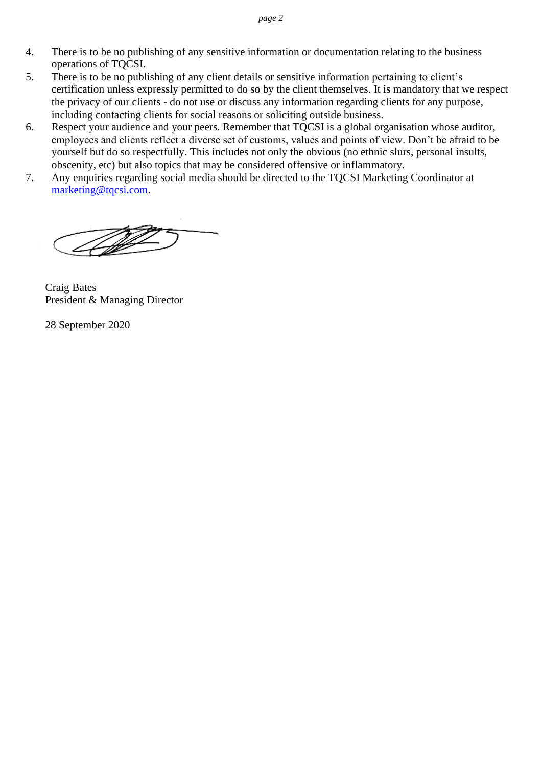4. There is to be no publishing of any sensitive information or documentation relating to the business operations of TQCSI.
5. There is to be no publishing of any client details or sensitive information pertaining to client's certification unless expressly permitted to do so by the client themselves. It is mandatory that we respect the privacy of our clients - do not use or discuss any information regarding clients for any purpose, including contacting clients for social reasons or soliciting outside business.
6. Respect your audience and your peers. Remember that TQCSI is a global organisation whose auditor, employees and clients reflect a diverse set of customs, values and points of view. Don't be afraid to be yourself but do so respectfully. This includes not only the obvious (no ethnic slurs, personal insults, obscenity, etc) but also topics that may be considered offensive or inflammatory.
7. Any enquiries regarding social media should be directed to the TQCSI Marketing Coordinator at marketing@tqcsi.com.

Craig Bates
President & Managing Director

28 September 2020